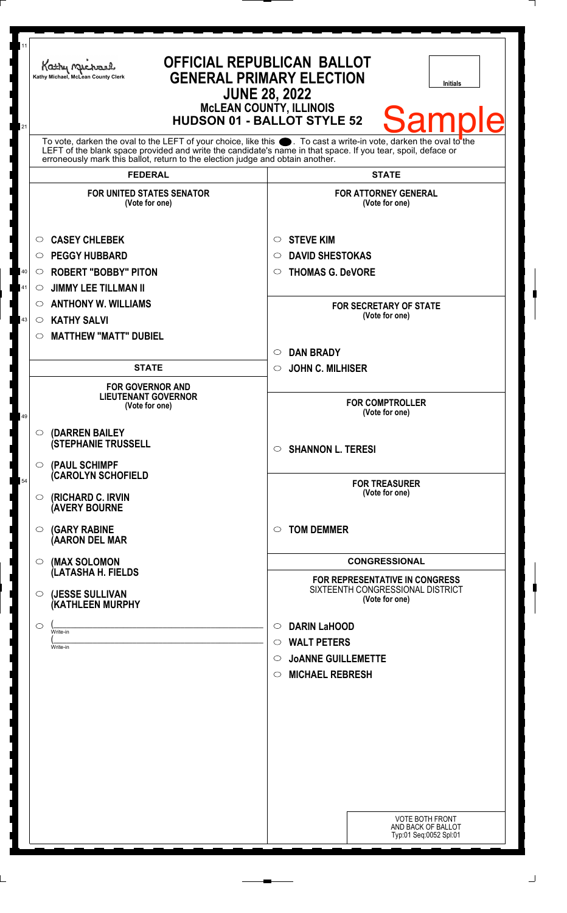Kathy Michael, McLean County Clerk

# OFFICIAL REPUBLICAN BALLOT
## GENERAL PRIMARY ELECTION
### JUNE 28, 2022
### McLEAN COUNTY, ILLINOIS
### HUDSON 01 - BALLOT STYLE 52

Initials

Sample

To vote, darken the oval to the LEFT of your choice, like this ●. To cast a write-in vote, darken the oval to the LEFT of the blank space provided and write the candidate's name in that space. If you tear, spoil, deface or erroneously mark this ballot, return to the election judge and obtain another.

## FEDERAL

**FOR UNITED STATES SENATOR**
(Vote for one)

- ○ **CASEY CHLEBEK**
- ○ **PEGGY HUBBARD**
- ○ **ROBERT "BOBBY" PITON**
- ○ **JIMMY LEE TILLMAN II**
- ○ **ANTHONY W. WILLIAMS**
- ○ **KATHY SALVI**
- ○ **MATTHEW "MATT" DUBIEL**

## STATE

**FOR GOVERNOR AND LIEUTENANT GOVERNOR**
(Vote for one)

- ○ **(DARREN BAILEY (STEPHANIE TRUSSELL**
- ○ **(PAUL SCHIMPF (CAROLYN SCHOFIELD**
- ○ **(RICHARD C. IRVIN (AVERY BOURNE**
- ○ **(GARY RABINE (AARON DEL MAR**
- ○ **(MAX SOLOMON (LATASHA H. FIELDS**
- ○ **(JESSE SULLIVAN (KATHLEEN MURPHY**
- ○ (\_\_\_\_\_\_\_\_\_\_\_\_ Write-in
  (\_\_\_\_\_\_\_\_\_\_\_\_ Write-in

## STATE

**FOR ATTORNEY GENERAL**
(Vote for one)

- ○ **STEVE KIM**
- ○ **DAVID SHESTOKAS**
- ○ **THOMAS G. DeVORE**

**FOR SECRETARY OF STATE**
(Vote for one)

- ○ **DAN BRADY**
- ○ **JOHN C. MILHISER**

**FOR COMPTROLLER**
(Vote for one)

- ○ **SHANNON L. TERESI**

**FOR TREASURER**
(Vote for one)

- ○ **TOM DEMMER**

## CONGRESSIONAL

**FOR REPRESENTATIVE IN CONGRESS**
SIXTEENTH CONGRESSIONAL DISTRICT
(Vote for one)

- ○ **DARIN LaHOOD**
- ○ **WALT PETERS**
- ○ **JoANNE GUILLEMETTE**
- ○ **MICHAEL REBRESH**

VOTE BOTH FRONT AND BACK OF BALLOT
Typ:01 Seq:0052 Spl:01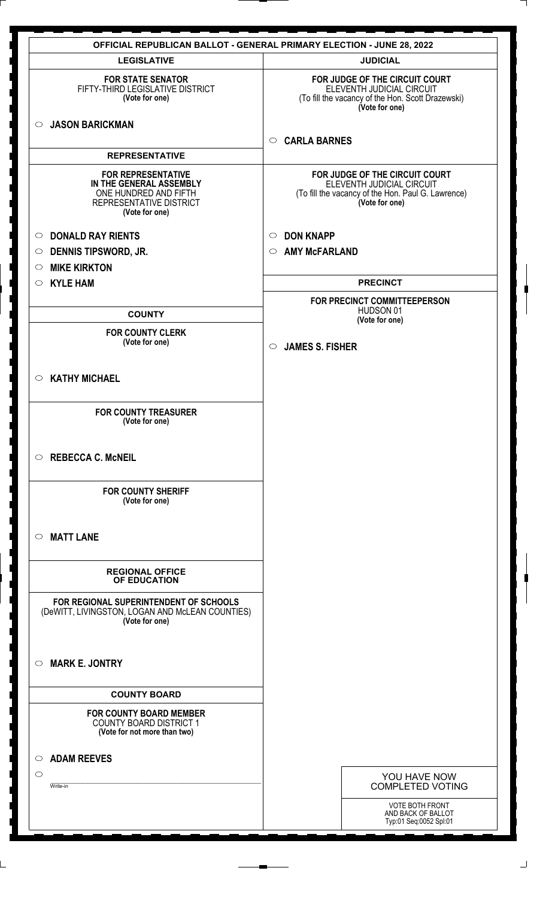# OFFICIAL REPUBLICAN BALLOT - GENERAL PRIMARY ELECTION - JUNE 28, 2022

## LEGISLATIVE

**FOR STATE SENATOR**
FIFTY-THIRD LEGISLATIVE DISTRICT
**(Vote for one)**

- ○ **JASON BARICKMAN**

## REPRESENTATIVE

**FOR REPRESENTATIVE IN THE GENERAL ASSEMBLY**
ONE HUNDRED AND FIFTH REPRESENTATIVE DISTRICT
**(Vote for one)**

- ○ **DONALD RAY RIENTS**
- ○ **DENNIS TIPSWORD, JR.**
- ○ **MIKE KIRKTON**
- ○ **KYLE HAM**

## COUNTY

**FOR COUNTY CLERK**
**(Vote for one)**

- ○ **KATHY MICHAEL**

**FOR COUNTY TREASURER**
**(Vote for one)**

- ○ **REBECCA C. McNEIL**

**FOR COUNTY SHERIFF**
**(Vote for one)**

- ○ **MATT LANE**

## REGIONAL OFFICE OF EDUCATION

**FOR REGIONAL SUPERINTENDENT OF SCHOOLS**
(DeWITT, LIVINGSTON, LOGAN AND McLEAN COUNTIES)
**(Vote for one)**

- ○ **MARK E. JONTRY**

## COUNTY BOARD

**FOR COUNTY BOARD MEMBER**
COUNTY BOARD DISTRICT 1
**(Vote for not more than two)**

- ○ **ADAM REEVES**
- ○ ____________ Write-in

## JUDICIAL

**FOR JUDGE OF THE CIRCUIT COURT**
ELEVENTH JUDICIAL CIRCUIT
(To fill the vacancy of the Hon. Scott Drazewski)
**(Vote for one)**

- ○ **CARLA BARNES**

**FOR JUDGE OF THE CIRCUIT COURT**
ELEVENTH JUDICIAL CIRCUIT
(To fill the vacancy of the Hon. Paul G. Lawrence)
**(Vote for one)**

- ○ **DON KNAPP**
- ○ **AMY McFARLAND**

## PRECINCT

**FOR PRECINCT COMMITTEEPERSON**
HUDSON 01
**(Vote for one)**

- ○ **JAMES S. FISHER**

YOU HAVE NOW COMPLETED VOTING

VOTE BOTH FRONT AND BACK OF BALLOT
Typ:01 Seq:0052 Spl:01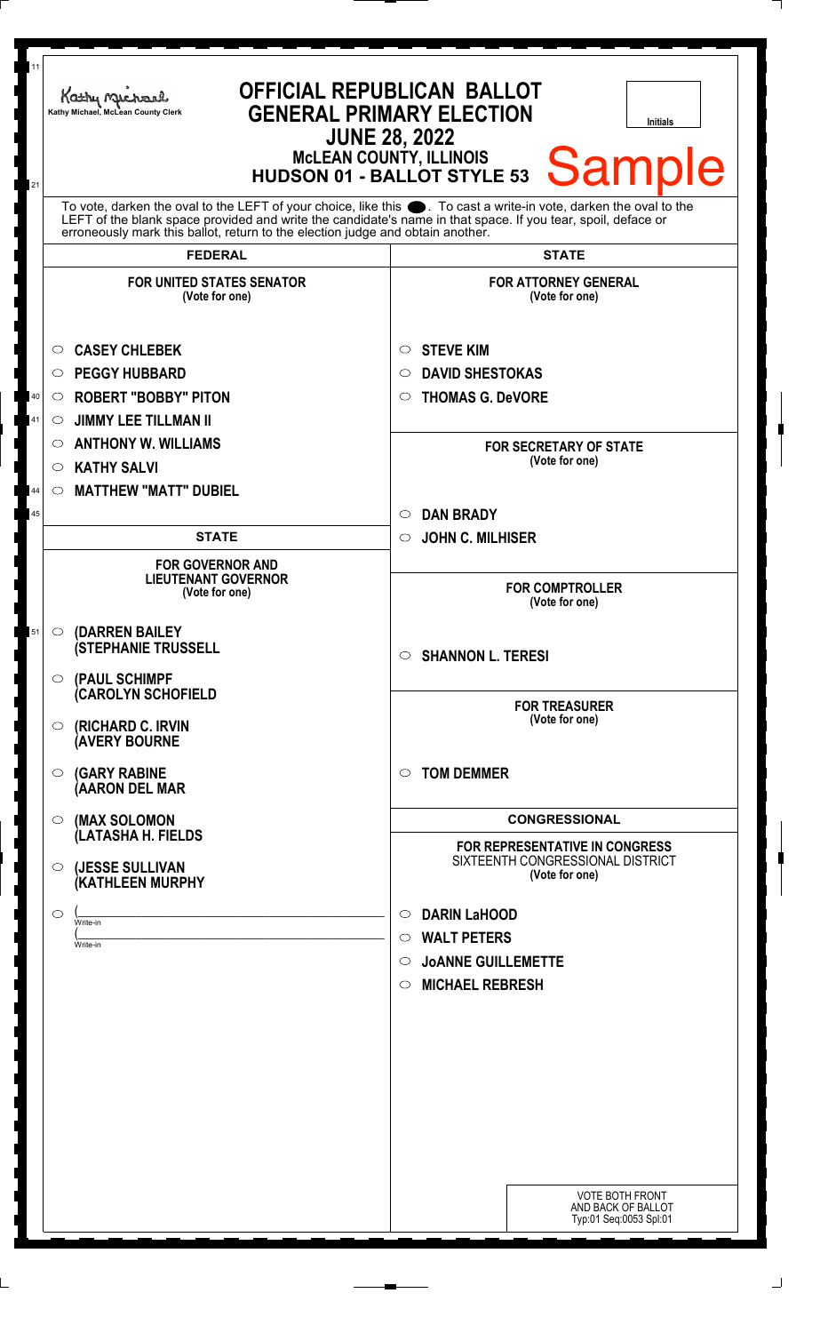Kathy Michael, McLean County Clerk

# OFFICIAL REPUBLICAN BALLOT
# GENERAL PRIMARY ELECTION
## JUNE 28, 2022
## McLEAN COUNTY, ILLINOIS
## HUDSON 01 - BALLOT STYLE 53

Initials

Sample

To vote, darken the oval to the LEFT of your choice, like this ⬬. To cast a write-in vote, darken the oval to the LEFT of the blank space provided and write the candidate's name in that space. If you tear, spoil, deface or erroneously mark this ballot, return to the election judge and obtain another.

## FEDERAL

### FOR UNITED STATES SENATOR
(Vote for one)

- ○ CASEY CHLEBEK
- ○ PEGGY HUBBARD
- ○ ROBERT "BOBBY" PITON
- ○ JIMMY LEE TILLMAN II
- ○ ANTHONY W. WILLIAMS
- ○ KATHY SALVI
- ○ MATTHEW "MATT" DUBIEL

## STATE

### FOR GOVERNOR AND LIEUTENANT GOVERNOR
(Vote for one)

- ○ (DARREN BAILEY (STEPHANIE TRUSSELL
- ○ (PAUL SCHIMPF (CAROLYN SCHOFIELD
- ○ (RICHARD C. IRVIN (AVERY BOURNE
- ○ (GARY RABINE (AARON DEL MAR
- ○ (MAX SOLOMON (LATASHA H. FIELDS
- ○ (JESSE SULLIVAN (KATHLEEN MURPHY
- ○ (____________ Write-in (____________ Write-in

## STATE

### FOR ATTORNEY GENERAL
(Vote for one)

- ○ STEVE KIM
- ○ DAVID SHESTOKAS
- ○ THOMAS G. DeVORE

### FOR SECRETARY OF STATE
(Vote for one)

- ○ DAN BRADY
- ○ JOHN C. MILHISER

### FOR COMPTROLLER
(Vote for one)

- ○ SHANNON L. TERESI

### FOR TREASURER
(Vote for one)

- ○ TOM DEMMER

## CONGRESSIONAL

### FOR REPRESENTATIVE IN CONGRESS
SIXTEENTH CONGRESSIONAL DISTRICT
(Vote for one)

- ○ DARIN LaHOOD
- ○ WALT PETERS
- ○ JoANNE GUILLEMETTE
- ○ MICHAEL REBRESH

VOTE BOTH FRONT AND BACK OF BALLOT
Typ:01 Seq:0053 Spl:01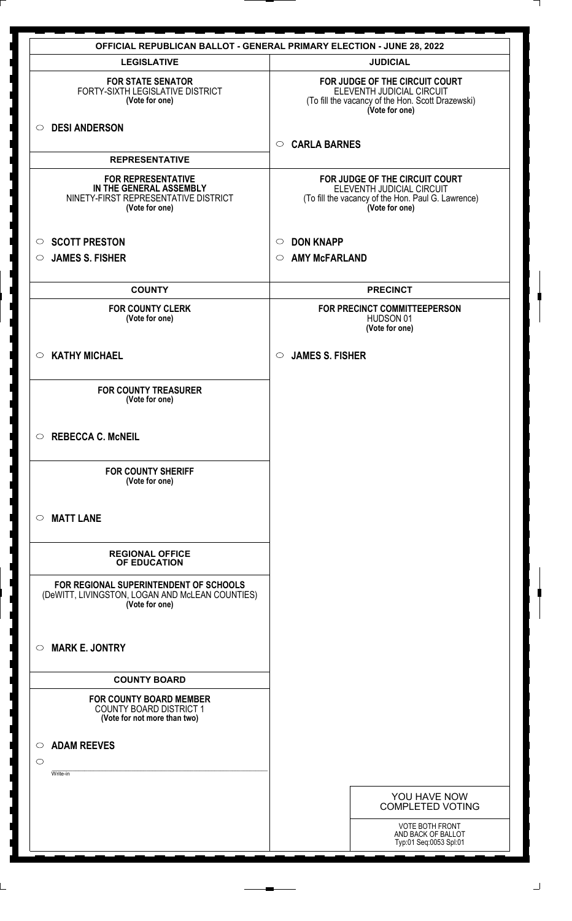# OFFICIAL REPUBLICAN BALLOT - GENERAL PRIMARY ELECTION - JUNE 28, 2022

## LEGISLATIVE

**FOR STATE SENATOR**
FORTY-SIXTH LEGISLATIVE DISTRICT
**(Vote for one)**

○ **DESI ANDERSON**

## REPRESENTATIVE

**FOR REPRESENTATIVE IN THE GENERAL ASSEMBLY**
NINETY-FIRST REPRESENTATIVE DISTRICT
**(Vote for one)**

○ **SCOTT PRESTON**
○ **JAMES S. FISHER**

## COUNTY

**FOR COUNTY CLERK**
**(Vote for one)**

○ **KATHY MICHAEL**

**FOR COUNTY TREASURER**
**(Vote for one)**

○ **REBECCA C. McNEIL**

**FOR COUNTY SHERIFF**
**(Vote for one)**

○ **MATT LANE**

## REGIONAL OFFICE OF EDUCATION

**FOR REGIONAL SUPERINTENDENT OF SCHOOLS**
(DeWITT, LIVINGSTON, LOGAN AND McLEAN COUNTIES)
**(Vote for one)**

○ **MARK E. JONTRY**

## COUNTY BOARD

**FOR COUNTY BOARD MEMBER**
COUNTY BOARD DISTRICT 1
**(Vote for not more than two)**

○ **ADAM REEVES**
○ ______________________
Write-in

## JUDICIAL

**FOR JUDGE OF THE CIRCUIT COURT**
ELEVENTH JUDICIAL CIRCUIT
(To fill the vacancy of the Hon. Scott Drazewski)
**(Vote for one)**

○ **CARLA BARNES**

**FOR JUDGE OF THE CIRCUIT COURT**
ELEVENTH JUDICIAL CIRCUIT
(To fill the vacancy of the Hon. Paul G. Lawrence)
**(Vote for one)**

○ **DON KNAPP**
○ **AMY McFARLAND**

## PRECINCT

**FOR PRECINCT COMMITTEEPERSON**
HUDSON 01
**(Vote for one)**

○ **JAMES S. FISHER**

YOU HAVE NOW COMPLETED VOTING

VOTE BOTH FRONT AND BACK OF BALLOT
Typ:01 Seq:0053 Spl:01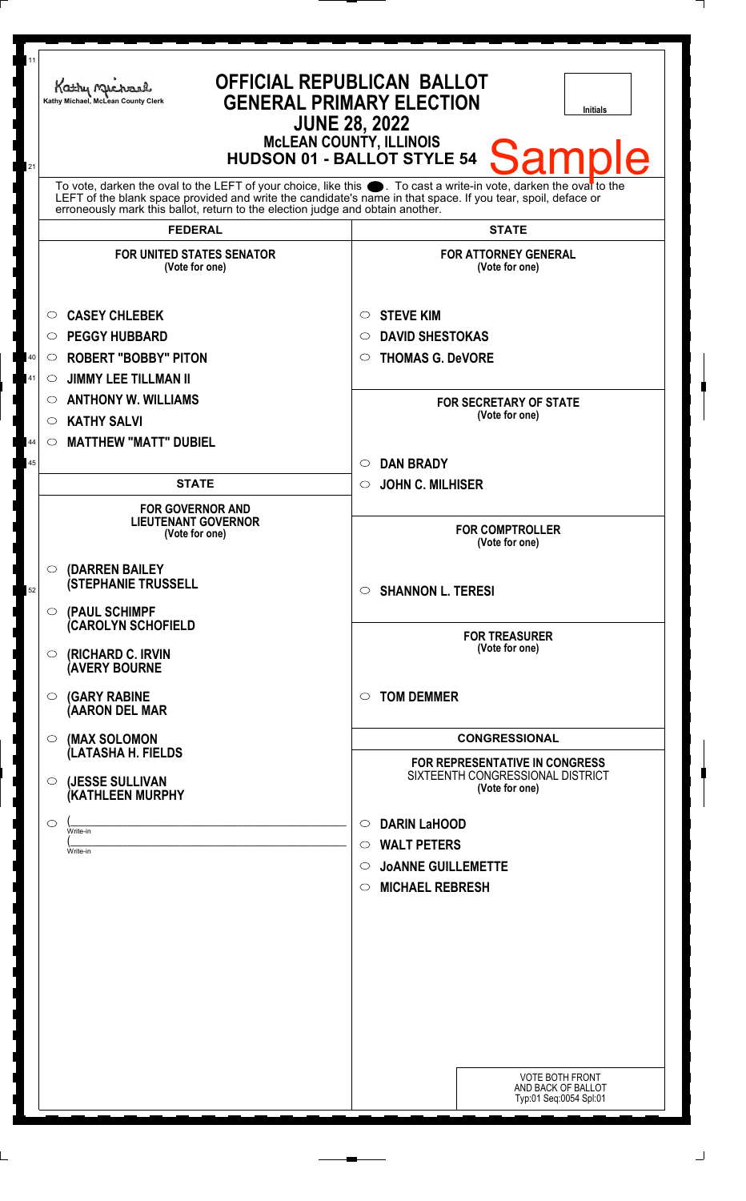Kathy Michael, McLean County Clerk

# OFFICIAL REPUBLICAN BALLOT
## GENERAL PRIMARY ELECTION
## JUNE 28, 2022
### McLEAN COUNTY, ILLINOIS
### HUDSON 01 - BALLOT STYLE 54

Initials

Sample

To vote, darken the oval to the LEFT of your choice, like this ●. To cast a write-in vote, darken the oval to the LEFT of the blank space provided and write the candidate's name in that space. If you tear, spoil, deface or erroneously mark this ballot, return to the election judge and obtain another.

## FEDERAL

**FOR UNITED STATES SENATOR**
(Vote for one)

- ○ CASEY CHLEBEK
- ○ PEGGY HUBBARD
- ○ ROBERT "BOBBY" PITON
- ○ JIMMY LEE TILLMAN II
- ○ ANTHONY W. WILLIAMS
- ○ KATHY SALVI
- ○ MATTHEW "MATT" DUBIEL

## STATE

**FOR GOVERNOR AND LIEUTENANT GOVERNOR**
(Vote for one)

- ○ (DARREN BAILEY (STEPHANIE TRUSSELL
- ○ (PAUL SCHIMPF (CAROLYN SCHOFIELD
- ○ (RICHARD C. IRVIN (AVERY BOURNE
- ○ (GARY RABINE (AARON DEL MAR
- ○ (MAX SOLOMON (LATASHA H. FIELDS
- ○ (JESSE SULLIVAN (KATHLEEN MURPHY
- ○ (\_\_\_\_\_\_\_\_\_\_ Write-in (\_\_\_\_\_\_\_\_\_\_ Write-in

## STATE

**FOR ATTORNEY GENERAL**
(Vote for one)

- ○ STEVE KIM
- ○ DAVID SHESTOKAS
- ○ THOMAS G. DeVORE

**FOR SECRETARY OF STATE**
(Vote for one)

- ○ DAN BRADY
- ○ JOHN C. MILHISER

**FOR COMPTROLLER**
(Vote for one)

- ○ SHANNON L. TERESI

**FOR TREASURER**
(Vote for one)

- ○ TOM DEMMER

## CONGRESSIONAL

**FOR REPRESENTATIVE IN CONGRESS**
SIXTEENTH CONGRESSIONAL DISTRICT
(Vote for one)

- ○ DARIN LaHOOD
- ○ WALT PETERS
- ○ JoANNE GUILLEMETTE
- ○ MICHAEL REBRESH

VOTE BOTH FRONT AND BACK OF BALLOT
Typ:01 Seq:0054 Spl:01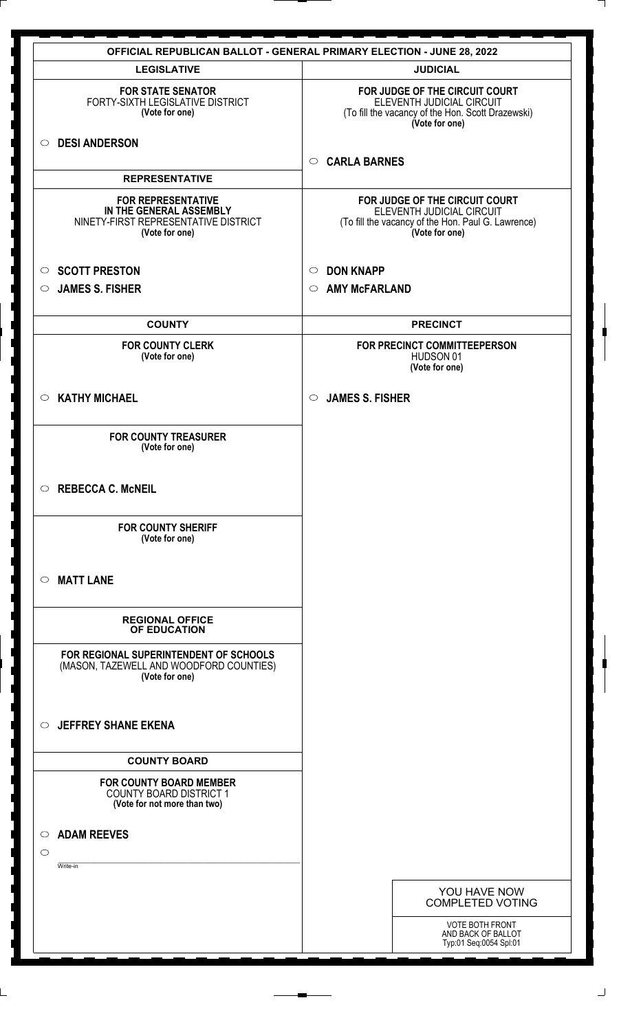# OFFICIAL REPUBLICAN BALLOT - GENERAL PRIMARY ELECTION - JUNE 28, 2022

## LEGISLATIVE

**FOR STATE SENATOR**
FORTY-SIXTH LEGISLATIVE DISTRICT
**(Vote for one)**

○ **DESI ANDERSON**

## REPRESENTATIVE

**FOR REPRESENTATIVE IN THE GENERAL ASSEMBLY**
NINETY-FIRST REPRESENTATIVE DISTRICT
**(Vote for one)**

○ **SCOTT PRESTON**
○ **JAMES S. FISHER**

## COUNTY

**FOR COUNTY CLERK**
**(Vote for one)**

○ **KATHY MICHAEL**

**FOR COUNTY TREASURER**
**(Vote for one)**

○ **REBECCA C. McNEIL**

**FOR COUNTY SHERIFF**
**(Vote for one)**

○ **MATT LANE**

## REGIONAL OFFICE OF EDUCATION

**FOR REGIONAL SUPERINTENDENT OF SCHOOLS**
(MASON, TAZEWELL AND WOODFORD COUNTIES)
**(Vote for one)**

○ **JEFFREY SHANE EKENA**

## COUNTY BOARD

**FOR COUNTY BOARD MEMBER**
COUNTY BOARD DISTRICT 1
**(Vote for not more than two)**

○ **ADAM REEVES**
○ ____________________
Write-in

## JUDICIAL

**FOR JUDGE OF THE CIRCUIT COURT**
ELEVENTH JUDICIAL CIRCUIT
(To fill the vacancy of the Hon. Scott Drazewski)
**(Vote for one)**

○ **CARLA BARNES**

**FOR JUDGE OF THE CIRCUIT COURT**
ELEVENTH JUDICIAL CIRCUIT
(To fill the vacancy of the Hon. Paul G. Lawrence)
**(Vote for one)**

○ **DON KNAPP**
○ **AMY McFARLAND**

## PRECINCT

**FOR PRECINCT COMMITTEEPERSON**
HUDSON 01
**(Vote for one)**

○ **JAMES S. FISHER**

YOU HAVE NOW COMPLETED VOTING

VOTE BOTH FRONT AND BACK OF BALLOT
Typ:01 Seq:0054 Spl:01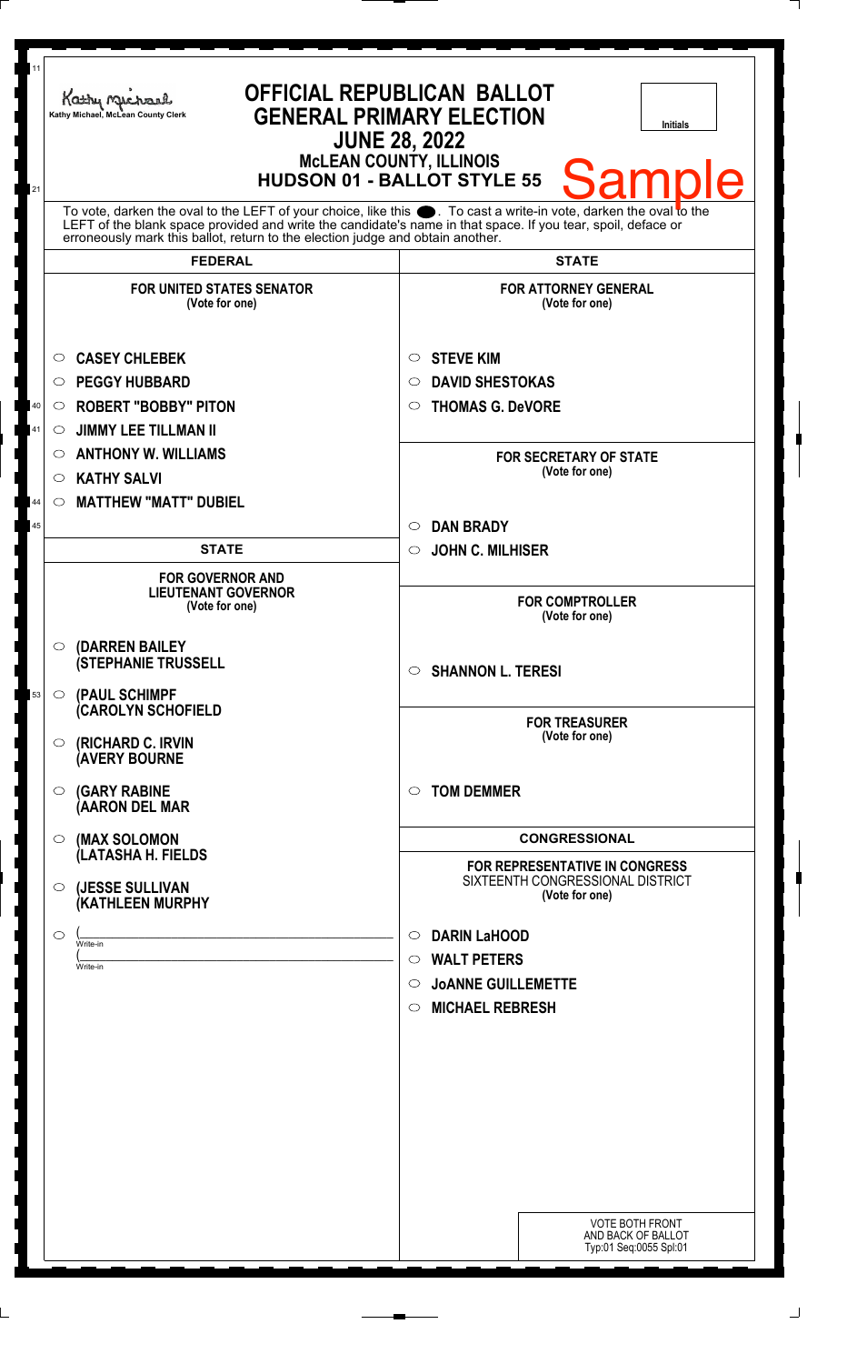Kathy Michael, McLean County Clerk

# OFFICIAL REPUBLICAN BALLOT
## GENERAL PRIMARY ELECTION
### JUNE 28, 2022
### McLEAN COUNTY, ILLINOIS
### HUDSON 01 - BALLOT STYLE 55

Initials

Sample

To vote, darken the oval to the LEFT of your choice, like this ⬤. To cast a write-in vote, darken the oval to the LEFT of the blank space provided and write the candidate's name in that space. If you tear, spoil, deface or erroneously mark this ballot, return to the election judge and obtain another.

## FEDERAL

**FOR UNITED STATES SENATOR**
(Vote for one)

- ○ **CASEY CHLEBEK**
- ○ **PEGGY HUBBARD**
- ○ **ROBERT "BOBBY" PITON**
- ○ **JIMMY LEE TILLMAN II**
- ○ **ANTHONY W. WILLIAMS**
- ○ **KATHY SALVI**
- ○ **MATTHEW "MATT" DUBIEL**

## STATE

**FOR GOVERNOR AND LIEUTENANT GOVERNOR**
(Vote for one)

- ○ **(DARREN BAILEY (STEPHANIE TRUSSELL**
- ○ **(PAUL SCHIMPF (CAROLYN SCHOFIELD**
- ○ **(RICHARD C. IRVIN (AVERY BOURNE**
- ○ **(GARY RABINE (AARON DEL MAR**
- ○ **(MAX SOLOMON (LATASHA H. FIELDS**
- ○ **(JESSE SULLIVAN (KATHLEEN MURPHY**
- ○ (\_\_\_\_\_\_\_\_\_\_\_\_\_\_\_\_ Write-in
  (\_\_\_\_\_\_\_\_\_\_\_\_\_\_\_\_ Write-in

## STATE

**FOR ATTORNEY GENERAL**
(Vote for one)

- ○ **STEVE KIM**
- ○ **DAVID SHESTOKAS**
- ○ **THOMAS G. DeVORE**

**FOR SECRETARY OF STATE**
(Vote for one)

- ○ **DAN BRADY**
- ○ **JOHN C. MILHISER**

**FOR COMPTROLLER**
(Vote for one)

- ○ **SHANNON L. TERESI**

**FOR TREASURER**
(Vote for one)

- ○ **TOM DEMMER**

## CONGRESSIONAL

**FOR REPRESENTATIVE IN CONGRESS**
SIXTEENTH CONGRESSIONAL DISTRICT
(Vote for one)

- ○ **DARIN LaHOOD**
- ○ **WALT PETERS**
- ○ **JoANNE GUILLEMETTE**
- ○ **MICHAEL REBRESH**

VOTE BOTH FRONT AND BACK OF BALLOT
Typ:01 Seq:0055 Spl:01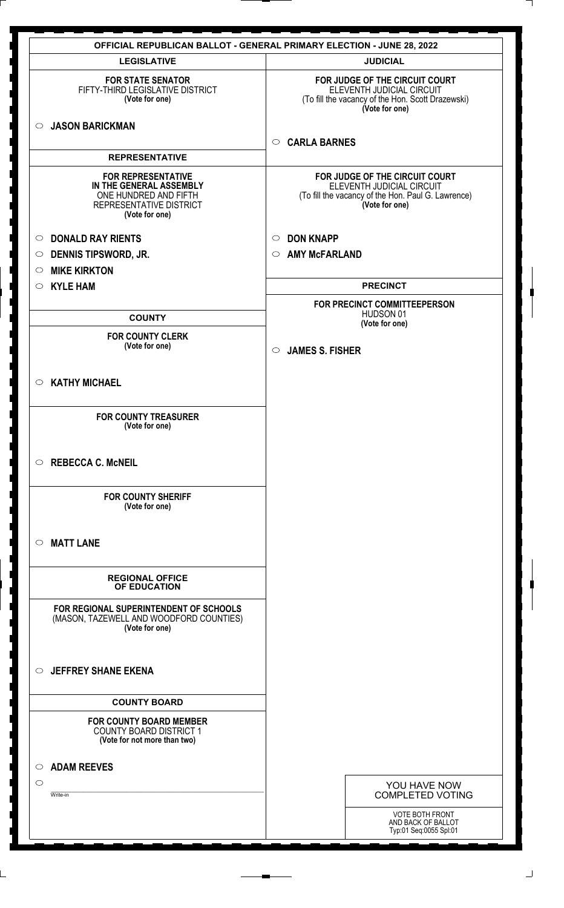# OFFICIAL REPUBLICAN BALLOT - GENERAL PRIMARY ELECTION - JUNE 28, 2022

## LEGISLATIVE

**FOR STATE SENATOR**
FIFTY-THIRD LEGISLATIVE DISTRICT
**(Vote for one)**

- ○ **JASON BARICKMAN**

## REPRESENTATIVE

**FOR REPRESENTATIVE IN THE GENERAL ASSEMBLY**
ONE HUNDRED AND FIFTH REPRESENTATIVE DISTRICT
**(Vote for one)**

- ○ **DONALD RAY RIENTS**
- ○ **DENNIS TIPSWORD, JR.**
- ○ **MIKE KIRKTON**
- ○ **KYLE HAM**

## COUNTY

**FOR COUNTY CLERK**
**(Vote for one)**

- ○ **KATHY MICHAEL**

**FOR COUNTY TREASURER**
**(Vote for one)**

- ○ **REBECCA C. McNEIL**

**FOR COUNTY SHERIFF**
**(Vote for one)**

- ○ **MATT LANE**

## REGIONAL OFFICE OF EDUCATION

**FOR REGIONAL SUPERINTENDENT OF SCHOOLS**
(MASON, TAZEWELL AND WOODFORD COUNTIES)
**(Vote for one)**

- ○ **JEFFREY SHANE EKENA**

## COUNTY BOARD

**FOR COUNTY BOARD MEMBER**
COUNTY BOARD DISTRICT 1
**(Vote for not more than two)**

- ○ **ADAM REEVES**
- ○ ____________ Write-in

## JUDICIAL

**FOR JUDGE OF THE CIRCUIT COURT**
ELEVENTH JUDICIAL CIRCUIT
(To fill the vacancy of the Hon. Scott Drazewski)
**(Vote for one)**

- ○ **CARLA BARNES**

**FOR JUDGE OF THE CIRCUIT COURT**
ELEVENTH JUDICIAL CIRCUIT
(To fill the vacancy of the Hon. Paul G. Lawrence)
**(Vote for one)**

- ○ **DON KNAPP**
- ○ **AMY McFARLAND**

## PRECINCT

**FOR PRECINCT COMMITTEEPERSON**
HUDSON 01
**(Vote for one)**

- ○ **JAMES S. FISHER**

YOU HAVE NOW COMPLETED VOTING

VOTE BOTH FRONT AND BACK OF BALLOT
Typ:01 Seq:0055 Spl:01